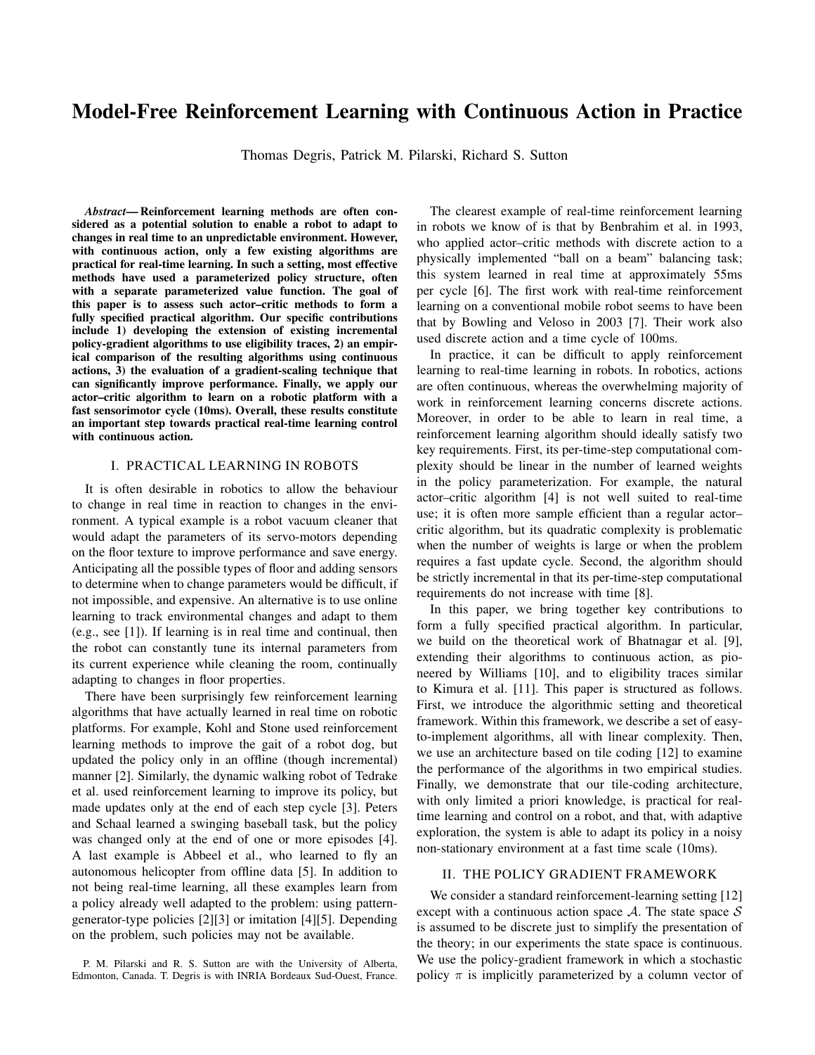# Model-Free Reinforcement Learning with Continuous Action in Practice

Thomas Degris, Patrick M. Pilarski, Richard S. Sutton

***Abstract*— Reinforcement learning methods are often considered as a potential solution to enable a robot to adapt to changes in real time to an unpredictable environment. However, with continuous action, only a few existing algorithms are practical for real-time learning. In such a setting, most effective methods have used a parameterized policy structure, often with a separate parameterized value function. The goal of this paper is to assess such actor–critic methods to form a fully specified practical algorithm. Our specific contributions include 1) developing the extension of existing incremental policy-gradient algorithms to use eligibility traces, 2) an empirical comparison of the resulting algorithms using continuous actions, 3) the evaluation of a gradient-scaling technique that can significantly improve performance. Finally, we apply our actor–critic algorithm to learn on a robotic platform with a fast sensorimotor cycle (10ms). Overall, these results constitute an important step towards practical real-time learning control with continuous action.**

## I. PRACTICAL LEARNING IN ROBOTS

It is often desirable in robotics to allow the behaviour to change in real time in reaction to changes in the environment. A typical example is a robot vacuum cleaner that would adapt the parameters of its servo-motors depending on the floor texture to improve performance and save energy. Anticipating all the possible types of floor and adding sensors to determine when to change parameters would be difficult, if not impossible, and expensive. An alternative is to use online learning to track environmental changes and adapt to them (e.g., see [1]). If learning is in real time and continual, then the robot can constantly tune its internal parameters from its current experience while cleaning the room, continually adapting to changes in floor properties.

There have been surprisingly few reinforcement learning algorithms that have actually learned in real time on robotic platforms. For example, Kohl and Stone used reinforcement learning methods to improve the gait of a robot dog, but updated the policy only in an offline (though incremental) manner [2]. Similarly, the dynamic walking robot of Tedrake et al. used reinforcement learning to improve its policy, but made updates only at the end of each step cycle [3]. Peters and Schaal learned a swinging baseball task, but the policy was changed only at the end of one or more episodes [4]. A last example is Abbeel et al., who learned to fly an autonomous helicopter from offline data [5]. In addition to not being real-time learning, all these examples learn from a policy already well adapted to the problem: using pattern-generator-type policies [2][3] or imitation [4][5]. Depending on the problem, such policies may not be available.

P. M. Pilarski and R. S. Sutton are with the University of Alberta, Edmonton, Canada. T. Degris is with INRIA Bordeaux Sud-Ouest, France.

The clearest example of real-time reinforcement learning in robots we know of is that by Benbrahim et al. in 1993, who applied actor–critic methods with discrete action to a physically implemented "ball on a beam" balancing task; this system learned in real time at approximately 55ms per cycle [6]. The first work with real-time reinforcement learning on a conventional mobile robot seems to have been that by Bowling and Veloso in 2003 [7]. Their work also used discrete action and a time cycle of 100ms.

In practice, it can be difficult to apply reinforcement learning to real-time learning in robots. In robotics, actions are often continuous, whereas the overwhelming majority of work in reinforcement learning concerns discrete actions. Moreover, in order to be able to learn in real time, a reinforcement learning algorithm should ideally satisfy two key requirements. First, its per-time-step computational complexity should be linear in the number of learned weights in the policy parameterization. For example, the natural actor–critic algorithm [4] is not well suited to real-time use; it is often more sample efficient than a regular actor–critic algorithm, but its quadratic complexity is problematic when the number of weights is large or when the problem requires a fast update cycle. Second, the algorithm should be strictly incremental in that its per-time-step computational requirements do not increase with time [8].

In this paper, we bring together key contributions to form a fully specified practical algorithm. In particular, we build on the theoretical work of Bhatnagar et al. [9], extending their algorithms to continuous action, as pioneered by Williams [10], and to eligibility traces similar to Kimura et al. [11]. This paper is structured as follows. First, we introduce the algorithmic setting and theoretical framework. Within this framework, we describe a set of easy-to-implement algorithms, all with linear complexity. Then, we use an architecture based on tile coding [12] to examine the performance of the algorithms in two empirical studies. Finally, we demonstrate that our tile-coding architecture, with only limited a priori knowledge, is practical for real-time learning and control on a robot, and that, with adaptive exploration, the system is able to adapt its policy in a noisy non-stationary environment at a fast time scale (10ms).

## II. THE POLICY GRADIENT FRAMEWORK

We consider a standard reinforcement-learning setting [12] except with a continuous action space $\mathcal{A}$. The state space $\mathcal{S}$ is assumed to be discrete just to simplify the presentation of the theory; in our experiments the state space is continuous. We use the policy-gradient framework in which a stochastic policy $\pi$ is implicitly parameterized by a column vector of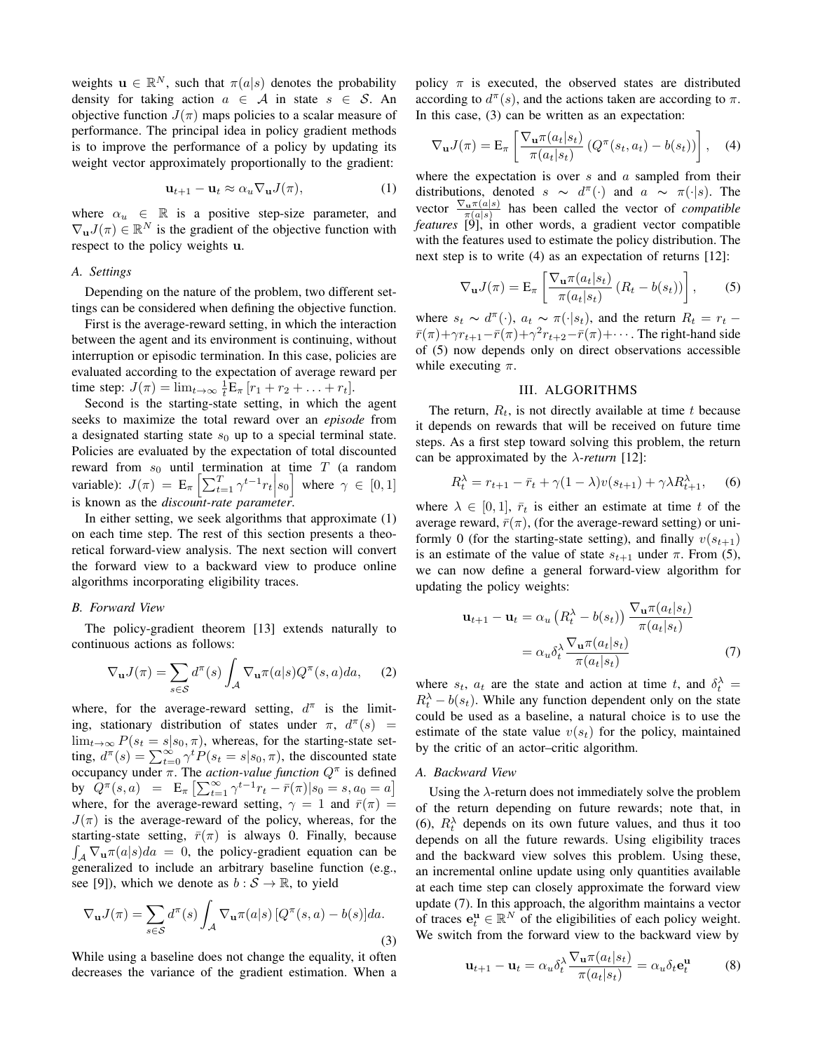weights $\mathbf{u} \in \mathbb{R}^N$, such that $\pi(a|s)$ denotes the probability density for taking action $a \in \mathcal{A}$ in state $s \in \mathcal{S}$. An objective function $J(\pi)$ maps policies to a scalar measure of performance. The principal idea in policy gradient methods is to improve the performance of a policy by updating its weight vector approximately proportionally to the gradient:

$$\mathbf{u}_{t+1} - \mathbf{u}_t \approx \alpha_u \nabla_{\mathbf{u}} J(\pi), \tag{1}$$

where $\alpha_u \in \mathbb{R}$ is a positive step-size parameter, and $\nabla_{\mathbf{u}} J(\pi) \in \mathbb{R}^N$ is the gradient of the objective function with respect to the policy weights $\mathbf{u}$.

### A. Settings

Depending on the nature of the problem, two different settings can be considered when defining the objective function.

First is the average-reward setting, in which the interaction between the agent and its environment is continuing, without interruption or episodic termination. In this case, policies are evaluated according to the expectation of average reward per time step: $J(\pi) = \lim_{t\to\infty} \frac{1}{t} \mathrm{E}_\pi [r_1 + r_2 + \ldots + r_t]$.

Second is the starting-state setting, in which the agent seeks to maximize the total reward over an *episode* from a designated starting state $s_0$ up to a special terminal state. Policies are evaluated by the expectation of total discounted reward from $s_0$ until termination at time $T$ (a random variable): $J(\pi) = \mathrm{E}_\pi \left[ \sum_{t=1}^{T} \gamma^{t-1} r_t \middle| s_0 \right]$ where $\gamma \in [0,1]$ is known as the *discount-rate parameter*.

In either setting, we seek algorithms that approximate (1) on each time step. The rest of this section presents a theoretical forward-view analysis. The next section will convert the forward view to a backward view to produce online algorithms incorporating eligibility traces.

### B. Forward View

The policy-gradient theorem [13] extends naturally to continuous actions as follows:

$$\nabla_{\mathbf{u}} J(\pi) = \sum_{s \in \mathcal{S}} d^\pi(s) \int_{\mathcal{A}} \nabla_{\mathbf{u}} \pi(a|s) Q^\pi(s,a) da, \tag{2}$$

where, for the average-reward setting, $d^\pi$ is the limiting, stationary distribution of states under $\pi$, $d^\pi(s) = \lim_{t\to\infty} P(s_t = s | s_0, \pi)$, whereas, for the starting-state setting, $d^\pi(s) = \sum_{t=0}^{\infty} \gamma^t P(s_t = s|s_0, \pi)$, the discounted state occupancy under $\pi$. The *action-value function* $Q^\pi$ is defined by $Q^\pi(s,a) = \mathrm{E}_\pi \left[ \sum_{t=1}^{\infty} \gamma^{t-1} r_t - \bar{r}(\pi) | s_0 = s, a_0 = a \right]$ where, for the average-reward setting, $\gamma = 1$ and $\bar{r}(\pi) = J(\pi)$ is the average-reward of the policy, whereas, for the starting-state setting, $\bar{r}(\pi)$ is always 0. Finally, because $\int_{\mathcal{A}} \nabla_{\mathbf{u}} \pi(a|s) da = 0$, the policy-gradient equation can be generalized to include an arbitrary baseline function (e.g., see [9]), which we denote as $b: \mathcal{S} \to \mathbb{R}$, to yield

$$\nabla_{\mathbf{u}} J(\pi) = \sum_{s \in \mathcal{S}} d^\pi(s) \int_{\mathcal{A}} \nabla_{\mathbf{u}} \pi(a|s) \left[ Q^\pi(s,a) - b(s) \right] da. \tag{3}$$

While using a baseline does not change the equality, it often decreases the variance of the gradient estimation. When a policy $\pi$ is executed, the observed states are distributed according to $d^\pi(s)$, and the actions taken are according to $\pi$. In this case, (3) can be written as an expectation:

$$\nabla_{\mathbf{u}} J(\pi) = \mathrm{E}_\pi \left[ \frac{\nabla_{\mathbf{u}} \pi(a_t|s_t)}{\pi(a_t|s_t)} \left( Q^\pi(s_t, a_t) - b(s_t) \right) \right], \tag{4}$$

where the expectation is over $s$ and $a$ sampled from their distributions, denoted $s \sim d^\pi(\cdot)$ and $a \sim \pi(\cdot|s)$. The vector $\frac{\nabla_{\mathbf{u}} \pi(a|s)}{\pi(a|s)}$ has been called the vector of *compatible features* [9], in other words, a gradient vector compatible with the features used to estimate the policy distribution. The next step is to write (4) as an expectation of returns [12]:

$$\nabla_{\mathbf{u}} J(\pi) = \mathrm{E}_\pi \left[ \frac{\nabla_{\mathbf{u}} \pi(a_t|s_t)}{\pi(a_t|s_t)} \left( R_t - b(s_t) \right) \right], \tag{5}$$

where $s_t \sim d^\pi(\cdot)$, $a_t \sim \pi(\cdot|s_t)$, and the return $R_t = r_t - \bar{r}(\pi) + \gamma r_{t+1} - \bar{r}(\pi) + \gamma^2 r_{t+2} - \bar{r}(\pi) + \cdots$. The right-hand side of (5) now depends only on direct observations accessible while executing $\pi$.

## III. ALGORITHMS

The return, $R_t$, is not directly available at time $t$ because it depends on rewards that will be received on future time steps. As a first step toward solving this problem, the return can be approximated by the $\lambda$*-return* [12]:

$$R_t^\lambda = r_{t+1} - \bar{r}_t + \gamma(1-\lambda) v(s_{t+1}) + \gamma \lambda R_{t+1}^\lambda, \tag{6}$$

where $\lambda \in [0,1]$, $\bar{r}_t$ is either an estimate at time $t$ of the average reward, $\bar{r}(\pi)$, (for the average-reward setting) or uniformly 0 (for the starting-state setting), and finally $v(s_{t+1})$ is an estimate of the value of state $s_{t+1}$ under $\pi$. From (5), we can now define a general forward-view algorithm for updating the policy weights:

$$\begin{aligned} \mathbf{u}_{t+1} - \mathbf{u}_t &= \alpha_u \left( R_t^\lambda - b(s_t) \right) \frac{\nabla_{\mathbf{u}} \pi(a_t|s_t)}{\pi(a_t|s_t)} \\ &= \alpha_u \delta_t^\lambda \frac{\nabla_{\mathbf{u}} \pi(a_t|s_t)}{\pi(a_t|s_t)} \end{aligned} \tag{7}$$

where $s_t$, $a_t$ are the state and action at time $t$, and $\delta_t^\lambda = R_t^\lambda - b(s_t)$. While any function dependent only on the state could be used as a baseline, a natural choice is to use the estimate of the state value $v(s_t)$ for the policy, maintained by the critic of an actor–critic algorithm.

### A. Backward View

Using the $\lambda$-return does not immediately solve the problem of the return depending on future rewards; note that, in (6), $R_t^\lambda$ depends on its own future values, and thus it too depends on all the future rewards. Using eligibility traces and the backward view solves this problem. Using these, an incremental online update using only quantities available at each time step can closely approximate the forward view update (7). In this approach, the algorithm maintains a vector of traces $\mathbf{e}_t^{\mathbf{u}} \in \mathbb{R}^N$ of the eligibilities of each policy weight. We switch from the forward view to the backward view by

$$\mathbf{u}_{t+1} - \mathbf{u}_t = \alpha_u \delta_t^\lambda \frac{\nabla_{\mathbf{u}} \pi(a_t|s_t)}{\pi(a_t|s_t)} = \alpha_u \delta_t \mathbf{e}_t^{\mathbf{u}} \tag{8}$$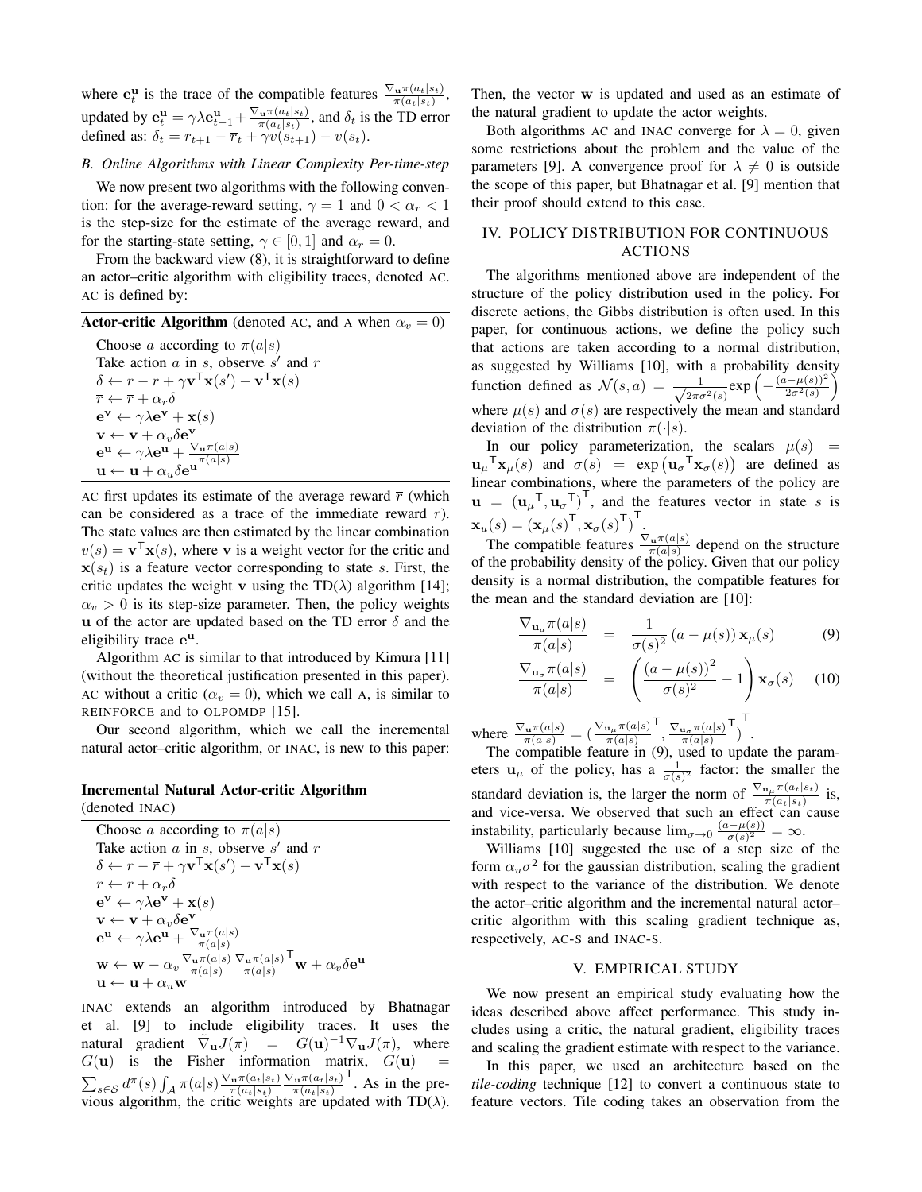where $\mathbf{e}^{\mathbf{u}}_t$ is the trace of the compatible features $\frac{\nabla_{\mathbf{u}}\pi(a_t|s_t)}{\pi(a_t|s_t)}$, updated by $\mathbf{e}^{\mathbf{u}}_t = \gamma\lambda\mathbf{e}^{\mathbf{u}}_{t-1} + \frac{\nabla_{\mathbf{u}}\pi(a_t|s_t)}{\pi(a_t|s_t)}$, and $\delta_t$ is the TD error defined as: $\delta_t = r_{t+1} - \overline{r}_t + \gamma v(s_{t+1}) - v(s_t)$.

### B. Online Algorithms with Linear Complexity Per-time-step

We now present two algorithms with the following convention: for the average-reward setting, $\gamma = 1$ and $0 < \alpha_r < 1$ is the step-size for the estimate of the average reward, and for the starting-state setting, $\gamma \in [0, 1]$ and $\alpha_r = 0$.

From the backward view (8), it is straightforward to define an actor–critic algorithm with eligibility traces, denoted AC. AC is defined by:

**Actor-critic Algorithm** (denoted AC, and A when $\alpha_v = 0$)

Choose $a$ according to $\pi(a|s)$
Take action $a$ in $s$, observe $s'$ and $r$
$\delta \leftarrow r - \overline{r} + \gamma\mathbf{v}^{\mathsf{T}}\mathbf{x}(s') - \mathbf{v}^{\mathsf{T}}\mathbf{x}(s)$
$\overline{r} \leftarrow \overline{r} + \alpha_r\delta$
$\mathbf{e}^{\mathbf{v}} \leftarrow \gamma\lambda\mathbf{e}^{\mathbf{v}} + \mathbf{x}(s)$
$\mathbf{v} \leftarrow \mathbf{v} + \alpha_v\delta\mathbf{e}^{\mathbf{v}}$
$\mathbf{e}^{\mathbf{u}} \leftarrow \gamma\lambda\mathbf{e}^{\mathbf{u}} + \frac{\nabla_{\mathbf{u}}\pi(a|s)}{\pi(a|s)}$
$\mathbf{u} \leftarrow \mathbf{u} + \alpha_u\delta\mathbf{e}^{\mathbf{u}}$

AC first updates its estimate of the average reward $\overline{r}$ (which can be considered as a trace of the immediate reward $r$). The state values are then estimated by the linear combination $v(s) = \mathbf{v}^{\mathsf{T}}\mathbf{x}(s)$, where $\mathbf{v}$ is a weight vector for the critic and $\mathbf{x}(s_t)$ is a feature vector corresponding to state $s$. First, the critic updates the weight $\mathbf{v}$ using the TD($\lambda$) algorithm [14]; $\alpha_v > 0$ is its step-size parameter. Then, the policy weights $\mathbf{u}$ of the actor are updated based on the TD error $\delta$ and the eligibility trace $\mathbf{e}^{\mathbf{u}}$.

Algorithm AC is similar to that introduced by Kimura [11] (without the theoretical justification presented in this paper). AC without a critic ($\alpha_v = 0$), which we call A, is similar to REINFORCE and to OLPOMDP [15].

Our second algorithm, which we call the incremental natural actor–critic algorithm, or INAC, is new to this paper:

**Incremental Natural Actor-critic Algorithm** (denoted INAC)

Choose $a$ according to $\pi(a|s)$
Take action $a$ in $s$, observe $s'$ and $r$
$\delta \leftarrow r - \overline{r} + \gamma\mathbf{v}^{\mathsf{T}}\mathbf{x}(s') - \mathbf{v}^{\mathsf{T}}\mathbf{x}(s)$
$\overline{r} \leftarrow \overline{r} + \alpha_r\delta$
$\mathbf{e}^{\mathbf{v}} \leftarrow \gamma\lambda\mathbf{e}^{\mathbf{v}} + \mathbf{x}(s)$
$\mathbf{v} \leftarrow \mathbf{v} + \alpha_v\delta\mathbf{e}^{\mathbf{v}}$
$\mathbf{e}^{\mathbf{u}} \leftarrow \gamma\lambda\mathbf{e}^{\mathbf{u}} + \frac{\nabla_{\mathbf{u}}\pi(a|s)}{\pi(a|s)}$
$\mathbf{w} \leftarrow \mathbf{w} - \alpha_v \frac{\nabla_{\mathbf{u}}\pi(a|s)}{\pi(a|s)} \frac{\nabla_{\mathbf{u}}\pi(a|s)}{\pi(a|s)}^{\mathsf{T}}\mathbf{w} + \alpha_v\delta\mathbf{e}^{\mathbf{u}}$
$\mathbf{u} \leftarrow \mathbf{u} + \alpha_u\mathbf{w}$

INAC extends an algorithm introduced by Bhatnagar et al. [9] to include eligibility traces. It uses the natural gradient $\tilde{\nabla}_{\mathbf{u}}J(\pi) = G(\mathbf{u})^{-1}\nabla_{\mathbf{u}}J(\pi)$, where $G(\mathbf{u})$ is the Fisher information matrix, $G(\mathbf{u}) = \sum_{s\in\mathcal{S}} d^{\pi}(s)\int_{\mathcal{A}}\pi(a|s)\frac{\nabla_{\mathbf{u}}\pi(a_t|s_t)}{\pi(a_t|s_t)}\frac{\nabla_{\mathbf{u}}\pi(a_t|s_t)}{\pi(a_t|s_t)}^{\mathsf{T}}$. As in the previous algorithm, the critic weights are updated with TD($\lambda$). Then, the vector $\mathbf{w}$ is updated and used as an estimate of the natural gradient to update the actor weights.

Both algorithms AC and INAC converge for $\lambda = 0$, given some restrictions about the problem and the value of the parameters [9]. A convergence proof for $\lambda \neq 0$ is outside the scope of this paper, but Bhatnagar et al. [9] mention that their proof should extend to this case.

## IV. POLICY DISTRIBUTION FOR CONTINUOUS ACTIONS

The algorithms mentioned above are independent of the structure of the policy distribution used in the policy. For discrete actions, the Gibbs distribution is often used. In this paper, for continuous actions, we define the policy such that actions are taken according to a normal distribution, as suggested by Williams [10], with a probability density function defined as $\mathcal{N}(s,a) = \frac{1}{\sqrt{2\pi\sigma^2(s)}}\exp\left(-\frac{(a-\mu(s))^2}{2\sigma^2(s)}\right)$ where $\mu(s)$ and $\sigma(s)$ are respectively the mean and standard deviation of the distribution $\pi(\cdot|s)$.

In our policy parameterization, the scalars $\mu(s) = {\mathbf{u}_\mu}^{\mathsf{T}}\mathbf{x}_\mu(s)$ and $\sigma(s) = \exp\left({\mathbf{u}_\sigma}^{\mathsf{T}}\mathbf{x}_\sigma(s)\right)$ are defined as linear combinations, where the parameters of the policy are $\mathbf{u} = \left({\mathbf{u}_\mu}^{\mathsf{T}}, {\mathbf{u}_\sigma}^{\mathsf{T}}\right)^{\mathsf{T}}$, and the features vector in state $s$ is $\mathbf{x}_u(s) = \left({\mathbf{x}_\mu(s)}^{\mathsf{T}}, {\mathbf{x}_\sigma(s)}^{\mathsf{T}}\right)^{\mathsf{T}}$.

The compatible features $\frac{\nabla_{\mathbf{u}}\pi(a|s)}{\pi(a|s)}$ depend on the structure of the probability density of the policy. Given that our policy density is a normal distribution, the compatible features for the mean and the standard deviation are [10]:

$$\frac{\nabla_{\mathbf{u}_\mu}\pi(a|s)}{\pi(a|s)} = \frac{1}{\sigma(s)^2}\left(a - \mu(s)\right)\mathbf{x}_\mu(s) \tag{9}$$

$$\frac{\nabla_{\mathbf{u}_\sigma}\pi(a|s)}{\pi(a|s)} = \left(\frac{\left(a-\mu(s)\right)^2}{\sigma(s)^2} - 1\right)\mathbf{x}_\sigma(s) \tag{10}$$

where $\frac{\nabla_{\mathbf{u}}\pi(a|s)}{\pi(a|s)} = \left(\frac{\nabla_{\mathbf{u}_\mu}\pi(a|s)}{\pi(a|s)}^{\mathsf{T}}, \frac{\nabla_{\mathbf{u}_\sigma}\pi(a|s)}{\pi(a|s)}^{\mathsf{T}}\right)^{\mathsf{T}}$.

The compatible feature in (9), used to update the parameters $\mathbf{u}_\mu$ of the policy, has a $\frac{1}{\sigma(s)^2}$ factor: the smaller the standard deviation is, the larger the norm of $\frac{\nabla_{\mathbf{u}_\mu}\pi(a_t|s_t)}{\pi(a_t|s_t)}$ is, and vice-versa. We observed that such an effect can cause instability, particularly because $\lim_{\sigma\to 0}\frac{(a-\mu(s))}{\sigma(s)^2} = \infty$.

Williams [10] suggested the use of a step size of the form $\alpha_u\sigma^2$ for the gaussian distribution, scaling the gradient with respect to the variance of the distribution. We denote the actor–critic algorithm and the incremental natural actor–critic algorithm with this scaling gradient technique as, respectively, AC-S and INAC-S.

## V. EMPIRICAL STUDY

We now present an empirical study evaluating how the ideas described above affect performance. This study includes using a critic, the natural gradient, eligibility traces and scaling the gradient estimate with respect to the variance.

In this paper, we used an architecture based on the *tile-coding* technique [12] to convert a continuous state to feature vectors. Tile coding takes an observation from the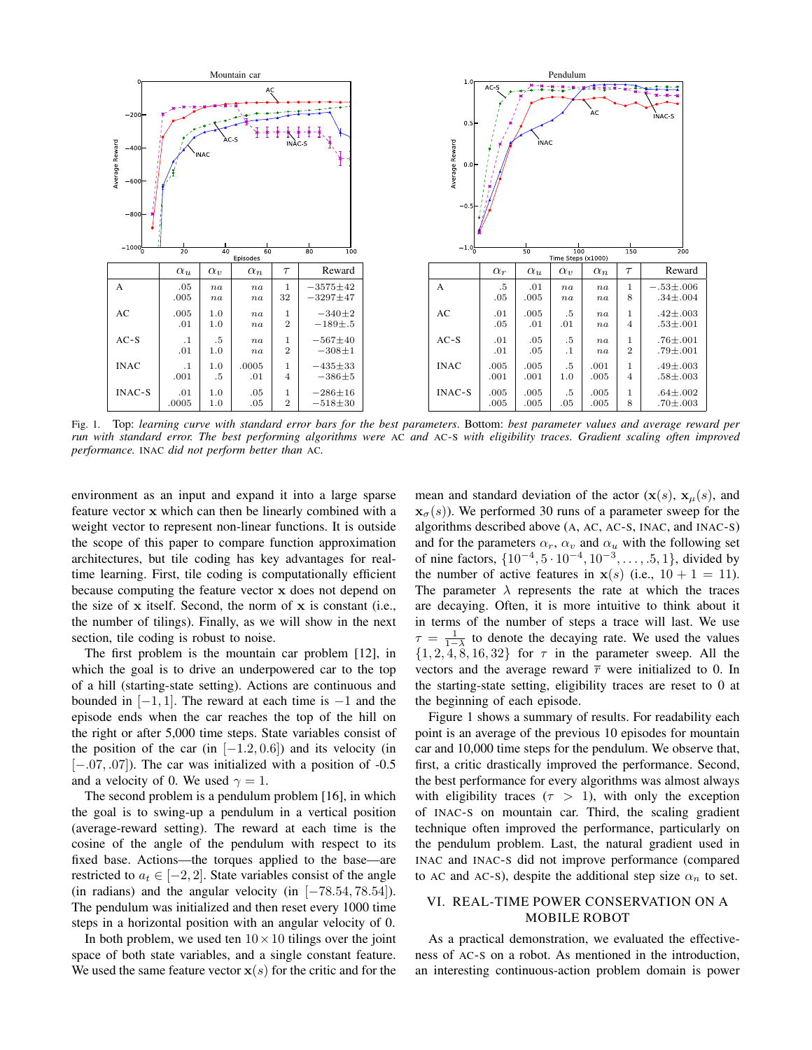| | $\alpha_u$ | $\alpha_v$ | $\alpha_n$ | $\tau$ | Reward |
|---|---|---|---|---|---|
| A | .05 | $na$ | $na$ | 1 | $-3575\pm42$ |
| | .005 | $na$ | $na$ | 32 | $-3297\pm47$ |
| AC | .005 | 1.0 | $na$ | 1 | $-340\pm2$ |
| | .01 | 1.0 | $na$ | 2 | $-189\pm.5$ |
| AC-S | .1 | .5 | $na$ | 1 | $-567\pm40$ |
| | .01 | 1.0 | $na$ | 2 | $-308\pm1$ |
| INAC | .1 | 1.0 | .0005 | 1 | $-435\pm33$ |
| | .001 | .5 | .01 | 4 | $-386\pm5$ |
| INAC-S | .01 | 1.0 | .05 | 1 | $-286\pm16$ |
| | .0005 | 1.0 | .05 | 2 | $-518\pm30$ |

| | $\alpha_r$ | $\alpha_u$ | $\alpha_v$ | $\alpha_n$ | $\tau$ | Reward |
|---|---|---|---|---|---|---|
| A | .5 | .01 | $na$ | $na$ | 1 | $-.53\pm.006$ |
| | .05 | .005 | $na$ | $na$ | 8 | $.34\pm.004$ |
| AC | .01 | .005 | .5 | $na$ | 1 | $.42\pm.003$ |
| | .05 | .01 | .01 | $na$ | 4 | $.53\pm.001$ |
| AC-S | .01 | .05 | .5 | $na$ | 1 | $.76\pm.001$ |
| | .01 | .05 | .1 | $na$ | 2 | $.79\pm.001$ |
| INAC | .005 | .005 | .5 | .001 | 1 | $.49\pm.003$ |
| | .001 | .001 | 1.0 | .005 | 4 | $.58\pm.003$ |
| INAC-S | .005 | .005 | .5 | .005 | 1 | $.64\pm.002$ |
| | .005 | .005 | .05 | .005 | 8 | $.70\pm.003$ |

Fig. 1. Top: *learning curve with standard error bars for the best parameters*. Bottom: *best parameter values and average reward per run with standard error. The best performing algorithms were* AC *and* AC-S *with eligibility traces. Gradient scaling often improved performance.* INAC *did not perform better than* AC.

environment as an input and expand it into a large sparse feature vector $\mathbf{x}$ which can then be linearly combined with a weight vector to represent non-linear functions. It is outside the scope of this paper to compare function approximation architectures, but tile coding has key advantages for real-time learning. First, tile coding is computationally efficient because computing the feature vector $\mathbf{x}$ does not depend on the size of $\mathbf{x}$ itself. Second, the norm of $\mathbf{x}$ is constant (i.e., the number of tilings). Finally, as we will show in the next section, tile coding is robust to noise.

The first problem is the mountain car problem [12], in which the goal is to drive an underpowered car to the top of a hill (starting-state setting). Actions are continuous and bounded in $[-1, 1]$. The reward at each time is $-1$ and the episode ends when the car reaches the top of the hill on the right or after 5,000 time steps. State variables consist of the position of the car (in $[-1.2, 0.6]$) and its velocity (in $[-.07, .07]$). The car was initialized with a position of -0.5 and a velocity of 0. We used $\gamma = 1$.

The second problem is a pendulum problem [16], in which the goal is to swing-up a pendulum in a vertical position (average-reward setting). The reward at each time is the cosine of the angle of the pendulum with respect to its fixed base. Actions—the torques applied to the base—are restricted to $a_t \in [-2, 2]$. State variables consist of the angle (in radians) and the angular velocity (in $[-78.54, 78.54]$). The pendulum was initialized and then reset every 1000 time steps in a horizontal position with an angular velocity of 0.

In both problem, we used ten $10 \times 10$ tilings over the joint space of both state variables, and a single constant feature. We used the same feature vector $\mathbf{x}(s)$ for the critic and for the mean and standard deviation of the actor ($\mathbf{x}(s)$, $\mathbf{x}_\mu(s)$, and $\mathbf{x}_\sigma(s)$). We performed 30 runs of a parameter sweep for the algorithms described above (A, AC, AC-S, INAC, and INAC-S) and for the parameters $\alpha_r$, $\alpha_v$ and $\alpha_u$ with the following set of nine factors, $\{10^{-4}, 5 \cdot 10^{-4}, 10^{-3}, \ldots, .5, 1\}$, divided by the number of active features in $\mathbf{x}(s)$ (i.e., $10 + 1 = 11$). The parameter $\lambda$ represents the rate at which the traces are decaying. Often, it is more intuitive to think about it in terms of the number of steps a trace will last. We use $\tau = \frac{1}{1-\lambda}$ to denote the decaying rate. We used the values $\{1, 2, 4, 8, 16, 32\}$ for $\tau$ in the parameter sweep. All the vectors and the average reward $\bar{r}$ were initialized to 0. In the starting-state setting, eligibility traces are reset to 0 at the beginning of each episode.

Figure 1 shows a summary of results. For readability each point is an average of the previous 10 episodes for mountain car and 10,000 time steps for the pendulum. We observe that, first, a critic drastically improved the performance. Second, the best performance for every algorithms was almost always with eligibility traces ($\tau > 1$), with only the exception of INAC-S on mountain car. Third, the scaling gradient technique often improved the performance, particularly on the pendulum problem. Last, the natural gradient used in INAC and INAC-S did not improve performance (compared to AC and AC-S), despite the additional step size $\alpha_n$ to set.

## VI. REAL-TIME POWER CONSERVATION ON A MOBILE ROBOT

As a practical demonstration, we evaluated the effectiveness of AC-S on a robot. As mentioned in the introduction, an interesting continuous-action problem domain is power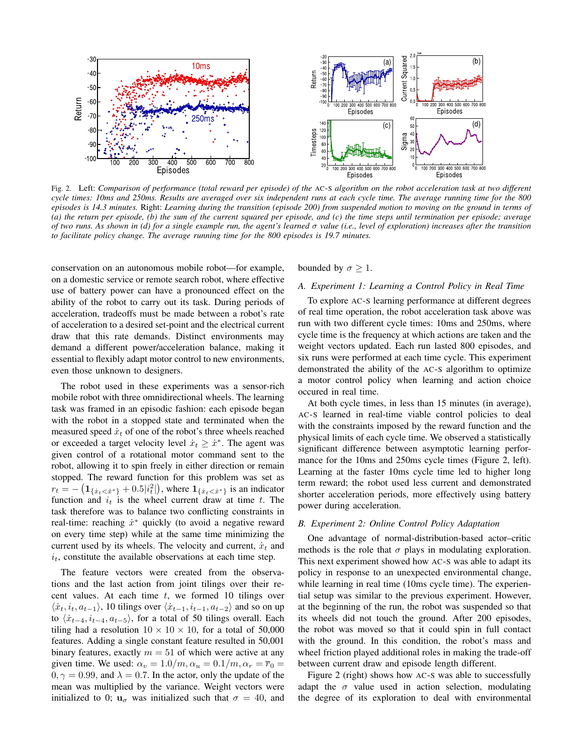Fig. 2. Left: *Comparison of performance (total reward per episode) of the* AC-S *algorithm on the robot acceleration task at two different cycle times: 10ms and 250ms. Results are averaged over six independent runs at each cycle time. The average running time for the 800 episodes is 14.3 minutes.* Right: *Learning during the transition (episode 200) from suspended motion to moving on the ground in terms of (a) the return per episode, (b) the sum of the current squared per episode, and (c) the time steps until termination per episode; average of two runs. As shown in (d) for a single example run, the agent's learned $\sigma$ value (i.e., level of exploration) increases after the transition to facilitate policy change. The average running time for the 800 episodes is 19.7 minutes.*

conservation on an autonomous mobile robot—for example, on a domestic service or remote search robot, where effective use of battery power can have a pronounced effect on the ability of the robot to carry out its task. During periods of acceleration, tradeoffs must be made between a robot's rate of acceleration to a desired set-point and the electrical current draw that this rate demands. Distinct environments may demand a different power/acceleration balance, making it essential to flexibly adapt motor control to new environments, even those unknown to designers.

The robot used in these experiments was a sensor-rich mobile robot with three omnidirectional wheels. The learning task was framed in an episodic fashion: each episode began with the robot in a stopped state and terminated when the measured speed $\dot{x}_t$ of one of the robot's three wheels reached or exceeded a target velocity level $\dot{x}_t \geq \dot{x}^*$. The agent was given control of a rotational motor command sent to the robot, allowing it to spin freely in either direction or remain stopped. The reward function for this problem was set as $r_t = -\left(\mathbf{1}_{\{\dot{x}_t<\dot{x}^*\}} + 0.5|i_t^2|\right)$, where $\mathbf{1}_{\{\dot{x}_t<\dot{x}^*\}}$ is an indicator function and $i_t$ is the wheel current draw at time $t$. The task therefore was to balance two conflicting constraints in real-time: reaching $\dot{x}^*$ quickly (to avoid a negative reward on every time step) while at the same time minimizing the current used by its wheels. The velocity and current, $\dot{x}_t$ and $i_t$, constitute the available observations at each time step.

The feature vectors were created from the observations and the last action from joint tilings over their recent values. At each time $t$, we formed 10 tilings over $\langle \dot{x}_t, i_t, a_{t-1} \rangle$, 10 tilings over $\langle \dot{x}_{t-1}, i_{t-1}, a_{t-2} \rangle$ and so on up to $\langle \dot{x}_{t-4}, i_{t-4}, a_{t-5} \rangle$, for a total of 50 tilings overall. Each tiling had a resolution $10 \times 10 \times 10$, for a total of 50,000 features. Adding a single constant feature resulted in 50,001 binary features, exactly $m = 51$ of which were active at any given time. We used: $\alpha_v = 1.0/m, \alpha_u = 0.1/m, \alpha_r = \overline{r}_0 = 0, \gamma = 0.99$, and $\lambda = 0.7$. In the actor, only the update of the mean was multiplied by the variance. Weight vectors were initialized to 0; $\mathbf{u}_\sigma$ was initialized such that $\sigma = 40$, and bounded by $\sigma \geq 1$.

### A. Experiment 1: Learning a Control Policy in Real Time

To explore AC-S learning performance at different degrees of real time operation, the robot acceleration task above was run with two different cycle times: 10ms and 250ms, where cycle time is the frequency at which actions are taken and the weight vectors updated. Each run lasted 800 episodes, and six runs were performed at each time cycle. This experiment demonstrated the ability of the AC-S algorithm to optimize a motor control policy when learning and action choice occured in real time.

At both cycle times, in less than 15 minutes (in average), AC-S learned in real-time viable control policies to deal with the constraints imposed by the reward function and the physical limits of each cycle time. We observed a statistically significant difference between asymptotic learning performance for the 10ms and 250ms cycle times (Figure 2, left). Learning at the faster 10ms cycle time led to higher long term reward; the robot used less current and demonstrated shorter acceleration periods, more effectively using battery power during acceleration.

### B. Experiment 2: Online Control Policy Adaptation

One advantage of normal-distribution-based actor–critic methods is the role that $\sigma$ plays in modulating exploration. This next experiment showed how AC-S was able to adapt its policy in response to an unexpected environmental change, while learning in real time (10ms cycle time). The experiential setup was similar to the previous experiment. However, at the beginning of the run, the robot was suspended so that its wheels did not touch the ground. After 200 episodes, the robot was moved so that it could spin in full contact with the ground. In this condition, the robot's mass and wheel friction played additional roles in making the trade-off between current draw and episode length different.

Figure 2 (right) shows how AC-S was able to successfully adapt the $\sigma$ value used in action selection, modulating the degree of its exploration to deal with environmental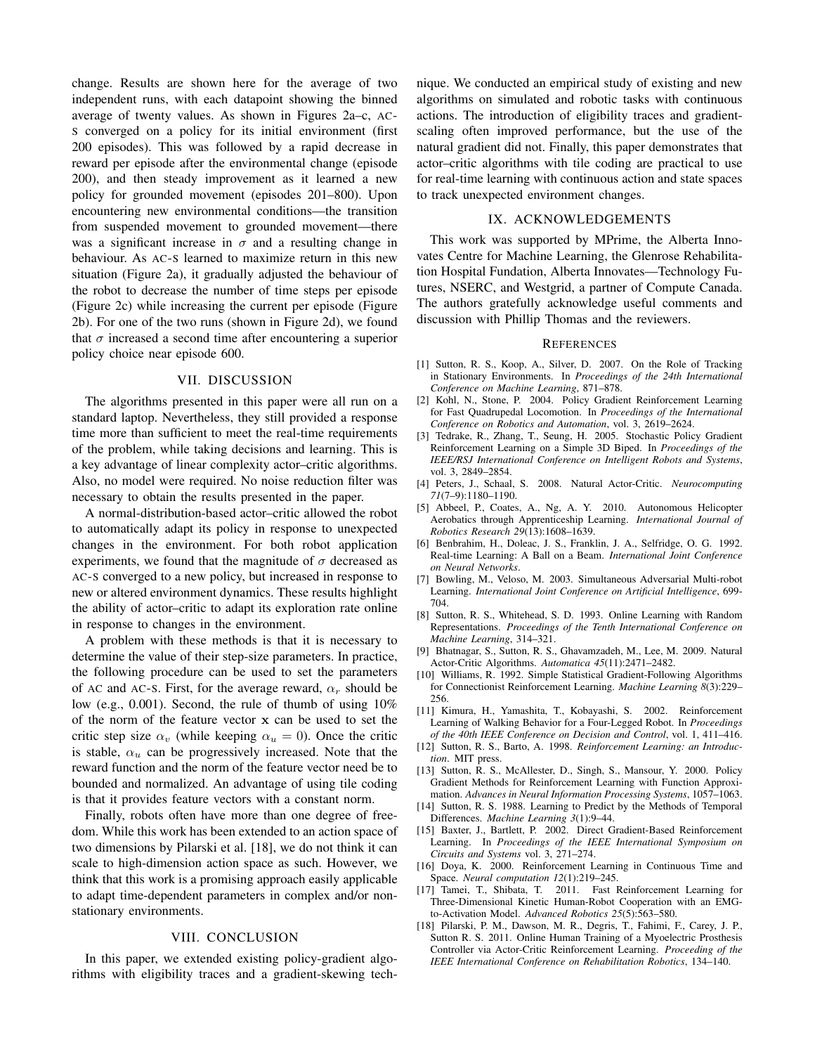change. Results are shown here for the average of two independent runs, with each datapoint showing the binned average of twenty values. As shown in Figures 2a–c, AC-S converged on a policy for its initial environment (first 200 episodes). This was followed by a rapid decrease in reward per episode after the environmental change (episode 200), and then steady improvement as it learned a new policy for grounded movement (episodes 201–800). Upon encountering new environmental conditions—the transition from suspended movement to grounded movement—there was a significant increase in $\sigma$ and a resulting change in behaviour. As AC-S learned to maximize return in this new situation (Figure 2a), it gradually adjusted the behaviour of the robot to decrease the number of time steps per episode (Figure 2c) while increasing the current per episode (Figure 2b). For one of the two runs (shown in Figure 2d), we found that $\sigma$ increased a second time after encountering a superior policy choice near episode 600.

## VII. DISCUSSION

The algorithms presented in this paper were all run on a standard laptop. Nevertheless, they still provided a response time more than sufficient to meet the real-time requirements of the problem, while taking decisions and learning. This is a key advantage of linear complexity actor–critic algorithms. Also, no model were required. No noise reduction filter was necessary to obtain the results presented in the paper.

A normal-distribution-based actor–critic allowed the robot to automatically adapt its policy in response to unexpected changes in the environment. For both robot application experiments, we found that the magnitude of $\sigma$ decreased as AC-S converged to a new policy, but increased in response to new or altered environment dynamics. These results highlight the ability of actor–critic to adapt its exploration rate online in response to changes in the environment.

A problem with these methods is that it is necessary to determine the value of their step-size parameters. In practice, the following procedure can be used to set the parameters of AC and AC-S. First, for the average reward, $\alpha_r$ should be low (e.g., 0.001). Second, the rule of thumb of using 10% of the norm of the feature vector $\mathbf{x}$ can be used to set the critic step size $\alpha_v$ (while keeping $\alpha_u = 0$). Once the critic is stable, $\alpha_u$ can be progressively increased. Note that the reward function and the norm of the feature vector need be to bounded and normalized. An advantage of using tile coding is that it provides feature vectors with a constant norm.

Finally, robots often have more than one degree of freedom. While this work has been extended to an action space of two dimensions by Pilarski et al. [18], we do not think it can scale to high-dimension action space as such. However, we think that this work is a promising approach easily applicable to adapt time-dependent parameters in complex and/or non-stationary environments.

## VIII. CONCLUSION

In this paper, we extended existing policy-gradient algorithms with eligibility traces and a gradient-skewing technique. We conducted an empirical study of existing and new algorithms on simulated and robotic tasks with continuous actions. The introduction of eligibility traces and gradient-scaling often improved performance, but the use of the natural gradient did not. Finally, this paper demonstrates that actor–critic algorithms with tile coding are practical to use for real-time learning with continuous action and state spaces to track unexpected environment changes.

## IX. ACKNOWLEDGEMENTS

This work was supported by MPrime, the Alberta Innovates Centre for Machine Learning, the Glenrose Rehabilitation Hospital Fundation, Alberta Innovates—Technology Futures, NSERC, and Westgrid, a partner of Compute Canada. The authors gratefully acknowledge useful comments and discussion with Phillip Thomas and the reviewers.

## REFERENCES

[1] Sutton, R. S., Koop, A., Silver, D. 2007. On the Role of Tracking in Stationary Environments. In *Proceedings of the 24th International Conference on Machine Learning*, 871–878.

[2] Kohl, N., Stone, P. 2004. Policy Gradient Reinforcement Learning for Fast Quadrupedal Locomotion. In *Proceedings of the International Conference on Robotics and Automation*, vol. 3, 2619–2624.

[3] Tedrake, R., Zhang, T., Seung, H. 2005. Stochastic Policy Gradient Reinforcement Learning on a Simple 3D Biped. In *Proceedings of the IEEE/RSJ International Conference on Intelligent Robots and Systems*, vol. 3, 2849–2854.

[4] Peters, J., Schaal, S. 2008. Natural Actor-Critic. *Neurocomputing 71*(7–9):1180–1190.

[5] Abbeel, P., Coates, A., Ng, A. Y. 2010. Autonomous Helicopter Aerobatics through Apprenticeship Learning. *International Journal of Robotics Research 29*(13):1608–1639.

[6] Benbrahim, H., Doleac, J. S., Franklin, J. A., Selfridge, O. G. 1992. Real-time Learning: A Ball on a Beam. *International Joint Conference on Neural Networks*.

[7] Bowling, M., Veloso, M. 2003. Simultaneous Adversarial Multi-robot Learning. *International Joint Conference on Artificial Intelligence*, 699-704.

[8] Sutton, R. S., Whitehead, S. D. 1993. Online Learning with Random Representations. *Proceedings of the Tenth International Conference on Machine Learning*, 314–321.

[9] Bhatnagar, S., Sutton, R. S., Ghavamzadeh, M., Lee, M. 2009. Natural Actor-Critic Algorithms. *Automatica 45*(11):2471–2482.

[10] Williams, R. 1992. Simple Statistical Gradient-Following Algorithms for Connectionist Reinforcement Learning. *Machine Learning 8*(3):229–256.

[11] Kimura, H., Yamashita, T., Kobayashi, S. 2002. Reinforcement Learning of Walking Behavior for a Four-Legged Robot. In *Proceedings of the 40th IEEE Conference on Decision and Control*, vol. 1, 411–416.

[12] Sutton, R. S., Barto, A. 1998. *Reinforcement Learning: an Introduction*. MIT press.

[13] Sutton, R. S., McAllester, D., Singh, S., Mansour, Y. 2000. Policy Gradient Methods for Reinforcement Learning with Function Approximation. *Advances in Neural Information Processing Systems*, 1057–1063.

[14] Sutton, R. S. 1988. Learning to Predict by the Methods of Temporal Differences. *Machine Learning 3*(1):9–44.

[15] Baxter, J., Bartlett, P. 2002. Direct Gradient-Based Reinforcement Learning. In *Proceedings of the IEEE International Symposium on Circuits and Systems* vol. 3, 271–274.

[16] Doya, K. 2000. Reinforcement Learning in Continuous Time and Space. *Neural computation 12*(1):219–245.

[17] Tamei, T., Shibata, T. 2011. Fast Reinforcement Learning for Three-Dimensional Kinetic Human-Robot Cooperation with an EMG-to-Activation Model. *Advanced Robotics 25*(5):563–580.

[18] Pilarski, P. M., Dawson, M. R., Degris, T., Fahimi, F., Carey, J. P., Sutton R. S. 2011. Online Human Training of a Myoelectric Prosthesis Controller via Actor-Critic Reinforcement Learning. *Proceeding of the IEEE International Conference on Rehabilitation Robotics*, 134–140.